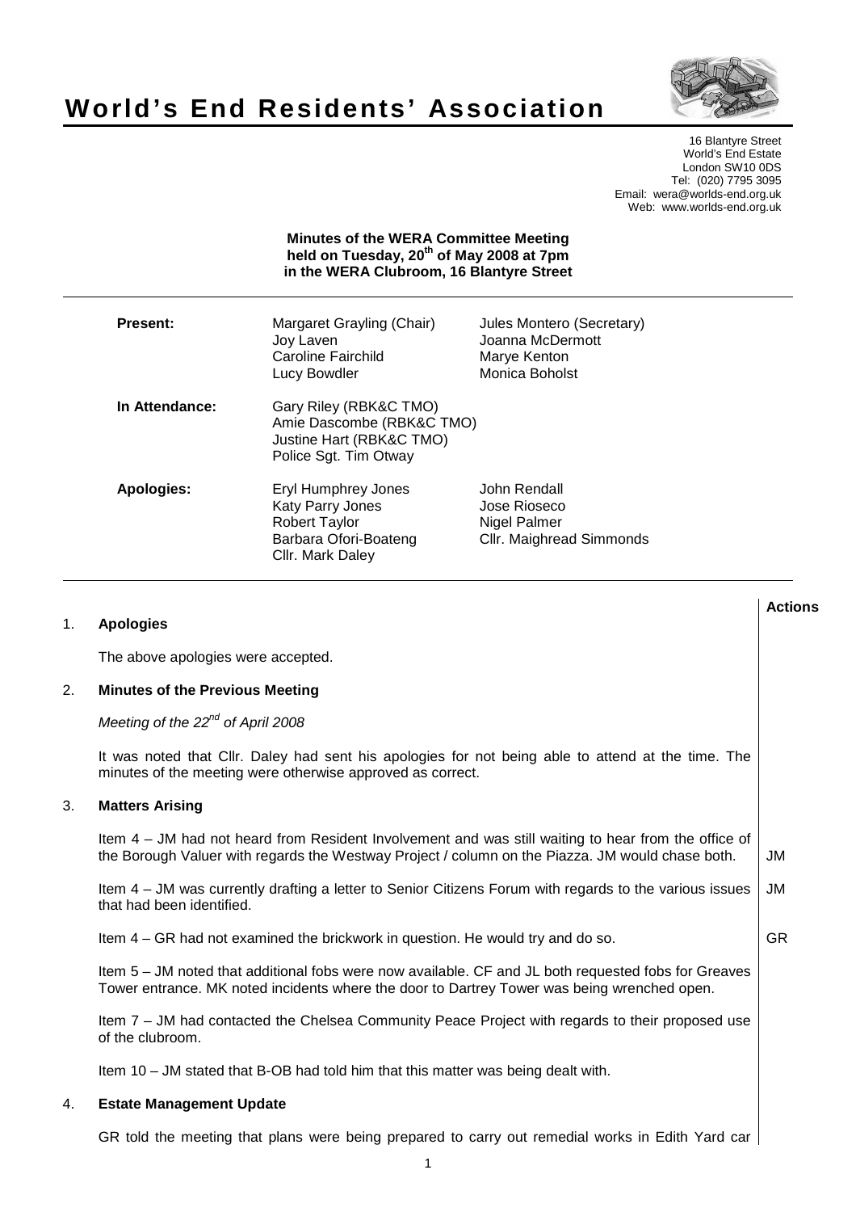// World's End Residents' Association

16 Blantyre Street
World's End Estate
London SW10 0DS
Tel: (020) 7795 3095
Email: wera@worlds-end.org.uk
Web: www.worlds-end.org.uk

**Minutes of the WERA Committee Meeting held on Tuesday, 20th of May 2008 at 7pm in the WERA Clubroom, 16 Blantyre Street**

| | | |
|---|---|---|
| **Present:** | Margaret Grayling (Chair)<br>Joy Laven<br>Caroline Fairchild<br>Lucy Bowdler | Jules Montero (Secretary)<br>Joanna McDermott<br>Marye Kenton<br>Monica Boholst |
| **In Attendance:** | Gary Riley (RBK&C TMO)<br>Amie Dascombe (RBK&C TMO)<br>Justine Hart (RBK&C TMO)<br>Police Sgt. Tim Otway | |
| **Apologies:** | Eryl Humphrey Jones<br>Katy Parry Jones<br>Robert Taylor<br>Barbara Ofori-Boateng<br>Cllr. Mark Daley | John Rendall<br>Jose Rioseco<br>Nigel Palmer<br>Cllr. Maighread Simmonds |

**Actions**

## 1. Apologies

The above apologies were accepted.

## 2. Minutes of the Previous Meeting

*Meeting of the 22nd of April 2008*

It was noted that Cllr. Daley had sent his apologies for not being able to attend at the time. The minutes of the meeting were otherwise approved as correct.

## 3. Matters Arising

Item 4 – JM had not heard from Resident Involvement and was still waiting to hear from the office of the Borough Valuer with regards the Westway Project / column on the Piazza. JM would chase both. — **JM**

Item 4 – JM was currently drafting a letter to Senior Citizens Forum with regards to the various issues that had been identified. — **JM**

Item 4 – GR had not examined the brickwork in question. He would try and do so. — **GR**

Item 5 – JM noted that additional fobs were now available. CF and JL both requested fobs for Greaves Tower entrance. MK noted incidents where the door to Dartrey Tower was being wrenched open.

Item 7 – JM had contacted the Chelsea Community Peace Project with regards to their proposed use of the clubroom.

Item 10 – JM stated that B-OB had told him that this matter was being dealt with.

## 4. Estate Management Update

GR told the meeting that plans were being prepared to carry out remedial works in Edith Yard car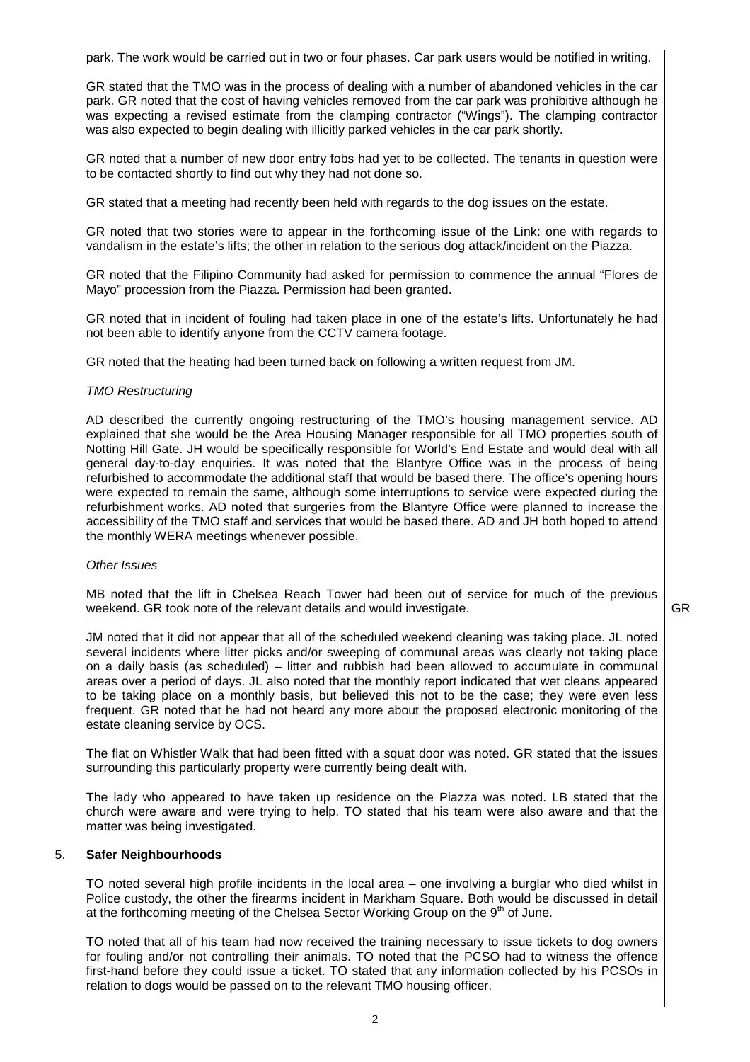park. The work would be carried out in two or four phases. Car park users would be notified in writing.

GR stated that the TMO was in the process of dealing with a number of abandoned vehicles in the car park. GR noted that the cost of having vehicles removed from the car park was prohibitive although he was expecting a revised estimate from the clamping contractor ("Wings"). The clamping contractor was also expected to begin dealing with illicitly parked vehicles in the car park shortly.

GR noted that a number of new door entry fobs had yet to be collected. The tenants in question were to be contacted shortly to find out why they had not done so.

GR stated that a meeting had recently been held with regards to the dog issues on the estate.

GR noted that two stories were to appear in the forthcoming issue of the Link: one with regards to vandalism in the estate's lifts; the other in relation to the serious dog attack/incident on the Piazza.

GR noted that the Filipino Community had asked for permission to commence the annual "Flores de Mayo" procession from the Piazza. Permission had been granted.

GR noted that in incident of fouling had taken place in one of the estate's lifts. Unfortunately he had not been able to identify anyone from the CCTV camera footage.

GR noted that the heating had been turned back on following a written request from JM.

*TMO Restructuring*

AD described the currently ongoing restructuring of the TMO's housing management service. AD explained that she would be the Area Housing Manager responsible for all TMO properties south of Notting Hill Gate. JH would be specifically responsible for World's End Estate and would deal with all general day-to-day enquiries. It was noted that the Blantyre Office was in the process of being refurbished to accommodate the additional staff that would be based there. The office's opening hours were expected to remain the same, although some interruptions to service were expected during the refurbishment works. AD noted that surgeries from the Blantyre Office were planned to increase the accessibility of the TMO staff and services that would be based there. AD and JH both hoped to attend the monthly WERA meetings whenever possible.

*Other Issues*

MB noted that the lift in Chelsea Reach Tower had been out of service for much of the previous weekend. GR took note of the relevant details and would investigate. **GR**

JM noted that it did not appear that all of the scheduled weekend cleaning was taking place. JL noted several incidents where litter picks and/or sweeping of communal areas was clearly not taking place on a daily basis (as scheduled) – litter and rubbish had been allowed to accumulate in communal areas over a period of days. JL also noted that the monthly report indicated that wet cleans appeared to be taking place on a monthly basis, but believed this not to be the case; they were even less frequent. GR noted that he had not heard any more about the proposed electronic monitoring of the estate cleaning service by OCS.

The flat on Whistler Walk that had been fitted with a squat door was noted. GR stated that the issues surrounding this particularly property were currently being dealt with.

The lady who appeared to have taken up residence on the Piazza was noted. LB stated that the church were aware and were trying to help. TO stated that his team were also aware and that the matter was being investigated.

## 5. Safer Neighbourhoods

TO noted several high profile incidents in the local area – one involving a burglar who died whilst in Police custody, the other the firearms incident in Markham Square. Both would be discussed in detail at the forthcoming meeting of the Chelsea Sector Working Group on the 9th of June.

TO noted that all of his team had now received the training necessary to issue tickets to dog owners for fouling and/or not controlling their animals. TO noted that the PCSO had to witness the offence first-hand before they could issue a ticket. TO stated that any information collected by his PCSOs in relation to dogs would be passed on to the relevant TMO housing officer.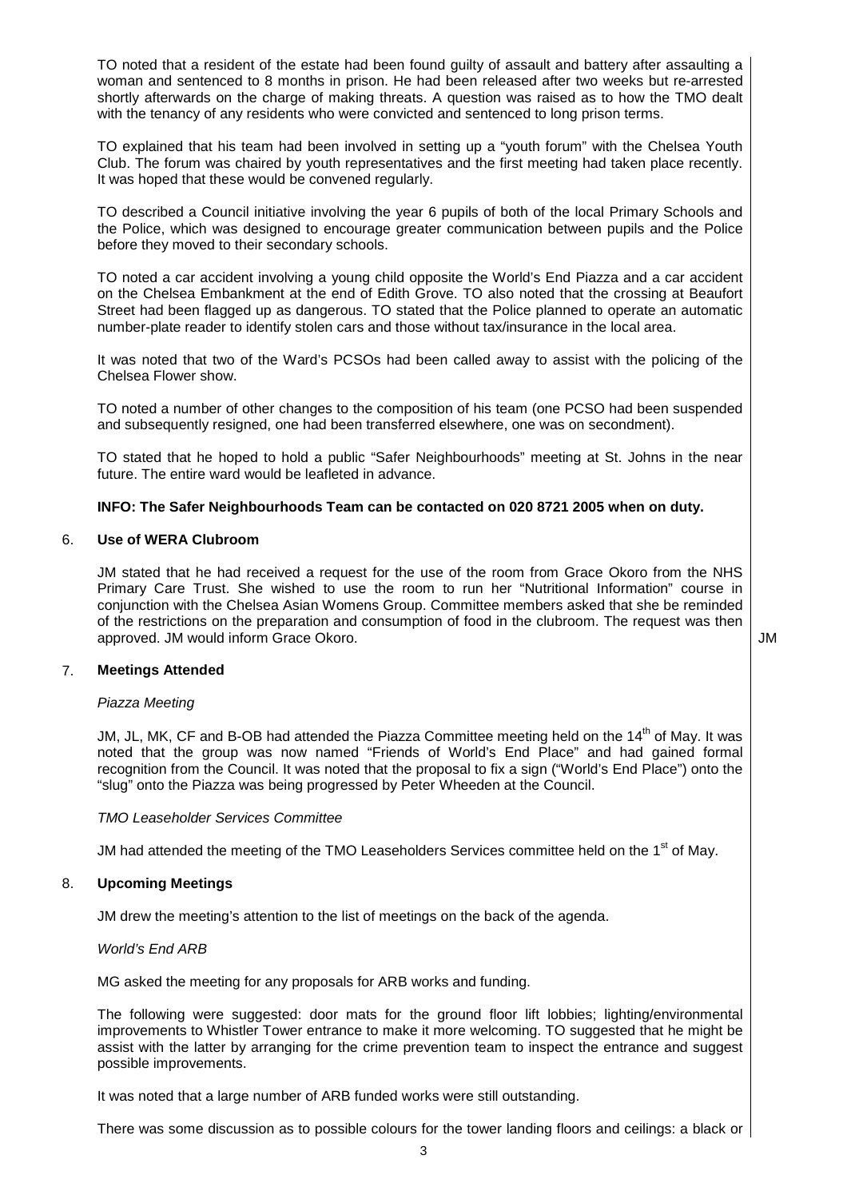TO noted that a resident of the estate had been found guilty of assault and battery after assaulting a woman and sentenced to 8 months in prison. He had been released after two weeks but re-arrested shortly afterwards on the charge of making threats. A question was raised as to how the TMO dealt with the tenancy of any residents who were convicted and sentenced to long prison terms.

TO explained that his team had been involved in setting up a "youth forum" with the Chelsea Youth Club. The forum was chaired by youth representatives and the first meeting had taken place recently. It was hoped that these would be convened regularly.

TO described a Council initiative involving the year 6 pupils of both of the local Primary Schools and the Police, which was designed to encourage greater communication between pupils and the Police before they moved to their secondary schools.

TO noted a car accident involving a young child opposite the World's End Piazza and a car accident on the Chelsea Embankment at the end of Edith Grove. TO also noted that the crossing at Beaufort Street had been flagged up as dangerous. TO stated that the Police planned to operate an automatic number-plate reader to identify stolen cars and those without tax/insurance in the local area.

It was noted that two of the Ward's PCSOs had been called away to assist with the policing of the Chelsea Flower show.

TO noted a number of other changes to the composition of his team (one PCSO had been suspended and subsequently resigned, one had been transferred elsewhere, one was on secondment).

TO stated that he hoped to hold a public "Safer Neighbourhoods" meeting at St. Johns in the near future. The entire ward would be leafleted in advance.

**INFO: The Safer Neighbourhoods Team can be contacted on 020 8721 2005 when on duty.**

## 6. Use of WERA Clubroom

JM stated that he had received a request for the use of the room from Grace Okoro from the NHS Primary Care Trust. She wished to use the room to run her "Nutritional Information" course in conjunction with the Chelsea Asian Womens Group. Committee members asked that she be reminded of the restrictions on the preparation and consumption of food in the clubroom. The request was then approved. JM would inform Grace Okoro. **JM**

## 7. Meetings Attended

*Piazza Meeting*

JM, JL, MK, CF and B-OB had attended the Piazza Committee meeting held on the 14th of May. It was noted that the group was now named "Friends of World's End Place" and had gained formal recognition from the Council. It was noted that the proposal to fix a sign ("World's End Place") onto the "slug" onto the Piazza was being progressed by Peter Wheeden at the Council.

*TMO Leaseholder Services Committee*

JM had attended the meeting of the TMO Leaseholders Services committee held on the 1st of May.

## 8. Upcoming Meetings

JM drew the meeting's attention to the list of meetings on the back of the agenda.

*World's End ARB*

MG asked the meeting for any proposals for ARB works and funding.

The following were suggested: door mats for the ground floor lift lobbies; lighting/environmental improvements to Whistler Tower entrance to make it more welcoming. TO suggested that he might be assist with the latter by arranging for the crime prevention team to inspect the entrance and suggest possible improvements.

It was noted that a large number of ARB funded works were still outstanding.

There was some discussion as to possible colours for the tower landing floors and ceilings: a black or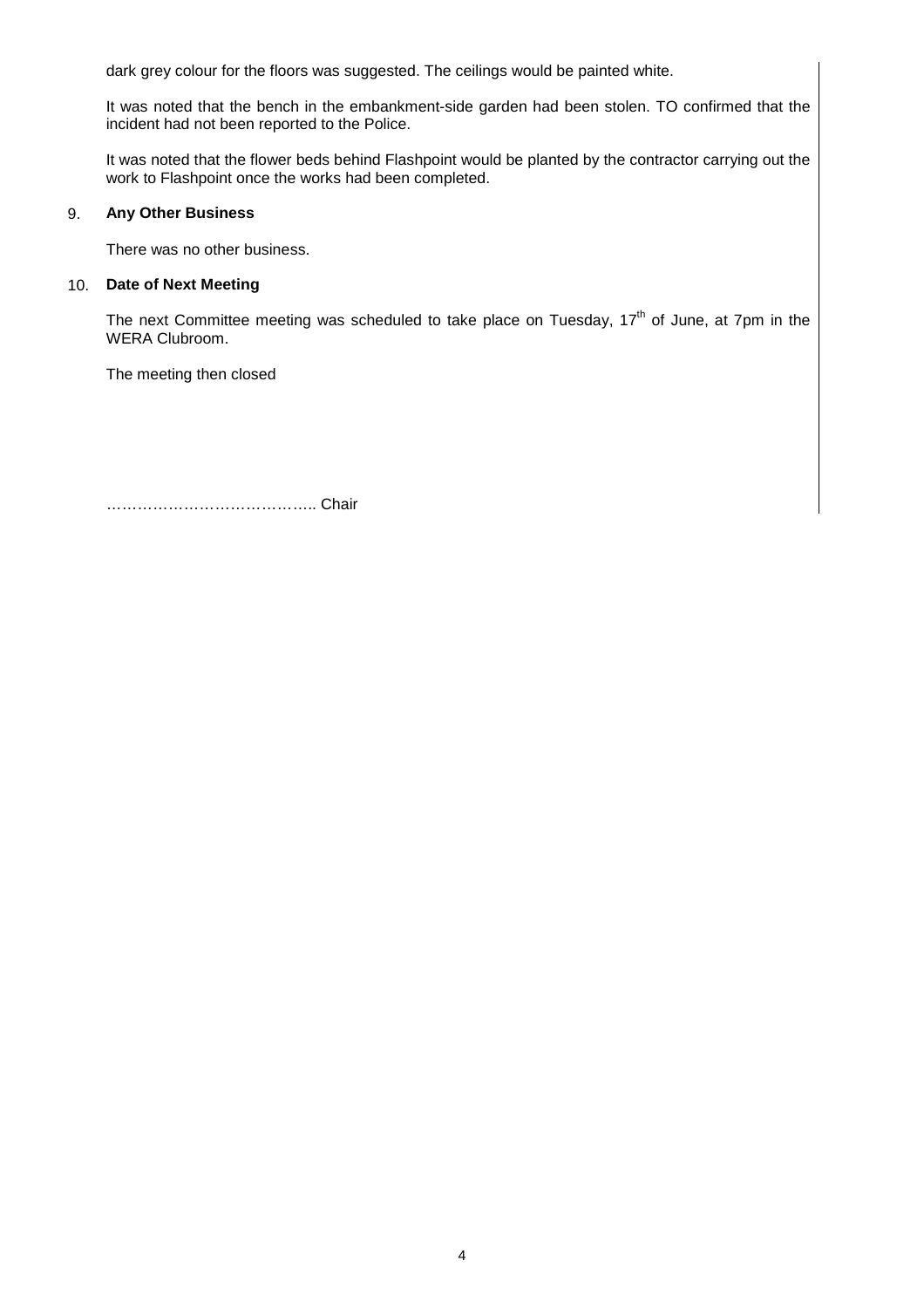dark grey colour for the floors was suggested. The ceilings would be painted white.

It was noted that the bench in the embankment-side garden had been stolen. TO confirmed that the incident had not been reported to the Police.

It was noted that the flower beds behind Flashpoint would be planted by the contractor carrying out the work to Flashpoint once the works had been completed.

9. **Any Other Business**

There was no other business.

10. **Date of Next Meeting**

The next Committee meeting was scheduled to take place on Tuesday, 17th of June, at 7pm in the WERA Clubroom.

The meeting then closed

………………………………….. Chair